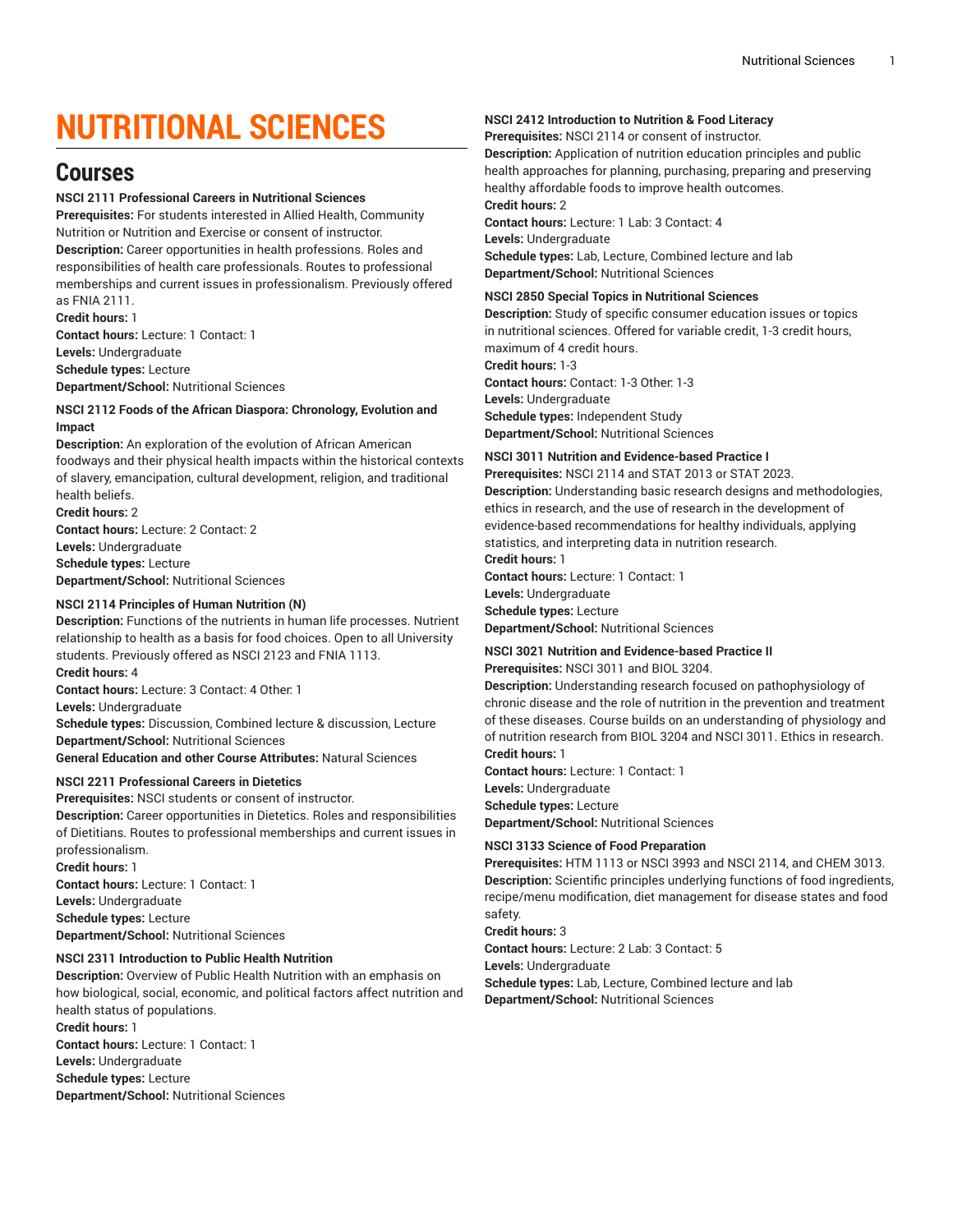# NUTRITIONAL SCIENCES

## Courses

**NSCI 2111 Professional Careers in Nutritional Sciences**

**Prerequisites:** For students interested in Allied Health, Community Nutrition or Nutrition and Exercise or consent of instructor.

**Description:** Career opportunities in health professions. Roles and responsibilities of health care professionals. Routes to professional memberships and current issues in professionalism. Previously offered as FNIA 2111.

**Credit hours:** 1

**Contact hours:** Lecture: 1 Contact: 1

**Levels:** Undergraduate

**Schedule types:** Lecture

**Department/School:** Nutritional Sciences

**NSCI 2112 Foods of the African Diaspora: Chronology, Evolution and Impact**

**Description:** An exploration of the evolution of African American foodways and their physical health impacts within the historical contexts of slavery, emancipation, cultural development, religion, and traditional health beliefs.

**Credit hours:** 2

**Contact hours:** Lecture: 2 Contact: 2

**Levels:** Undergraduate

**Schedule types:** Lecture

**Department/School:** Nutritional Sciences

**NSCI 2114 Principles of Human Nutrition (N)**

**Description:** Functions of the nutrients in human life processes. Nutrient relationship to health as a basis for food choices. Open to all University students. Previously offered as NSCI 2123 and FNIA 1113.

**Credit hours:** 4

**Contact hours:** Lecture: 3 Contact: 4 Other: 1

**Levels:** Undergraduate

**Schedule types:** Discussion, Combined lecture & discussion, Lecture

**Department/School:** Nutritional Sciences

**General Education and other Course Attributes:** Natural Sciences

**NSCI 2211 Professional Careers in Dietetics**

**Prerequisites:** NSCI students or consent of instructor.

**Description:** Career opportunities in Dietetics. Roles and responsibilities of Dietitians. Routes to professional memberships and current issues in professionalism.

**Credit hours:** 1

**Contact hours:** Lecture: 1 Contact: 1

**Levels:** Undergraduate

**Schedule types:** Lecture

**Department/School:** Nutritional Sciences

**NSCI 2311 Introduction to Public Health Nutrition**

**Description:** Overview of Public Health Nutrition with an emphasis on how biological, social, economic, and political factors affect nutrition and health status of populations.

**Credit hours:** 1

**Contact hours:** Lecture: 1 Contact: 1

**Levels:** Undergraduate

**Schedule types:** Lecture

**Department/School:** Nutritional Sciences

**NSCI 2412 Introduction to Nutrition & Food Literacy**

**Prerequisites:** NSCI 2114 or consent of instructor.

**Description:** Application of nutrition education principles and public health approaches for planning, purchasing, preparing and preserving healthy affordable foods to improve health outcomes.

**Credit hours:** 2

**Contact hours:** Lecture: 1 Lab: 3 Contact: 4

**Levels:** Undergraduate

**Schedule types:** Lab, Lecture, Combined lecture and lab

**Department/School:** Nutritional Sciences

**NSCI 2850 Special Topics in Nutritional Sciences**

**Description:** Study of specific consumer education issues or topics in nutritional sciences. Offered for variable credit, 1-3 credit hours, maximum of 4 credit hours.

**Credit hours:** 1-3

**Contact hours:** Contact: 1-3 Other: 1-3

**Levels:** Undergraduate

**Schedule types:** Independent Study

**Department/School:** Nutritional Sciences

**NSCI 3011 Nutrition and Evidence-based Practice I**

**Prerequisites:** NSCI 2114 and STAT 2013 or STAT 2023.

**Description:** Understanding basic research designs and methodologies, ethics in research, and the use of research in the development of evidence-based recommendations for healthy individuals, applying statistics, and interpreting data in nutrition research.

**Credit hours:** 1

**Contact hours:** Lecture: 1 Contact: 1

**Levels:** Undergraduate

**Schedule types:** Lecture

**Department/School:** Nutritional Sciences

**NSCI 3021 Nutrition and Evidence-based Practice II**

**Prerequisites:** NSCI 3011 and BIOL 3204.

**Description:** Understanding research focused on pathophysiology of chronic disease and the role of nutrition in the prevention and treatment of these diseases. Course builds on an understanding of physiology and of nutrition research from BIOL 3204 and NSCI 3011. Ethics in research.

**Credit hours:** 1

**Contact hours:** Lecture: 1 Contact: 1

**Levels:** Undergraduate

**Schedule types:** Lecture

**Department/School:** Nutritional Sciences

**NSCI 3133 Science of Food Preparation**

**Prerequisites:** HTM 1113 or NSCI 3993 and NSCI 2114, and CHEM 3013.

**Description:** Scientific principles underlying functions of food ingredients, recipe/menu modification, diet management for disease states and food safety.

**Credit hours:** 3

**Contact hours:** Lecture: 2 Lab: 3 Contact: 5

**Levels:** Undergraduate

**Schedule types:** Lab, Lecture, Combined lecture and lab

**Department/School:** Nutritional Sciences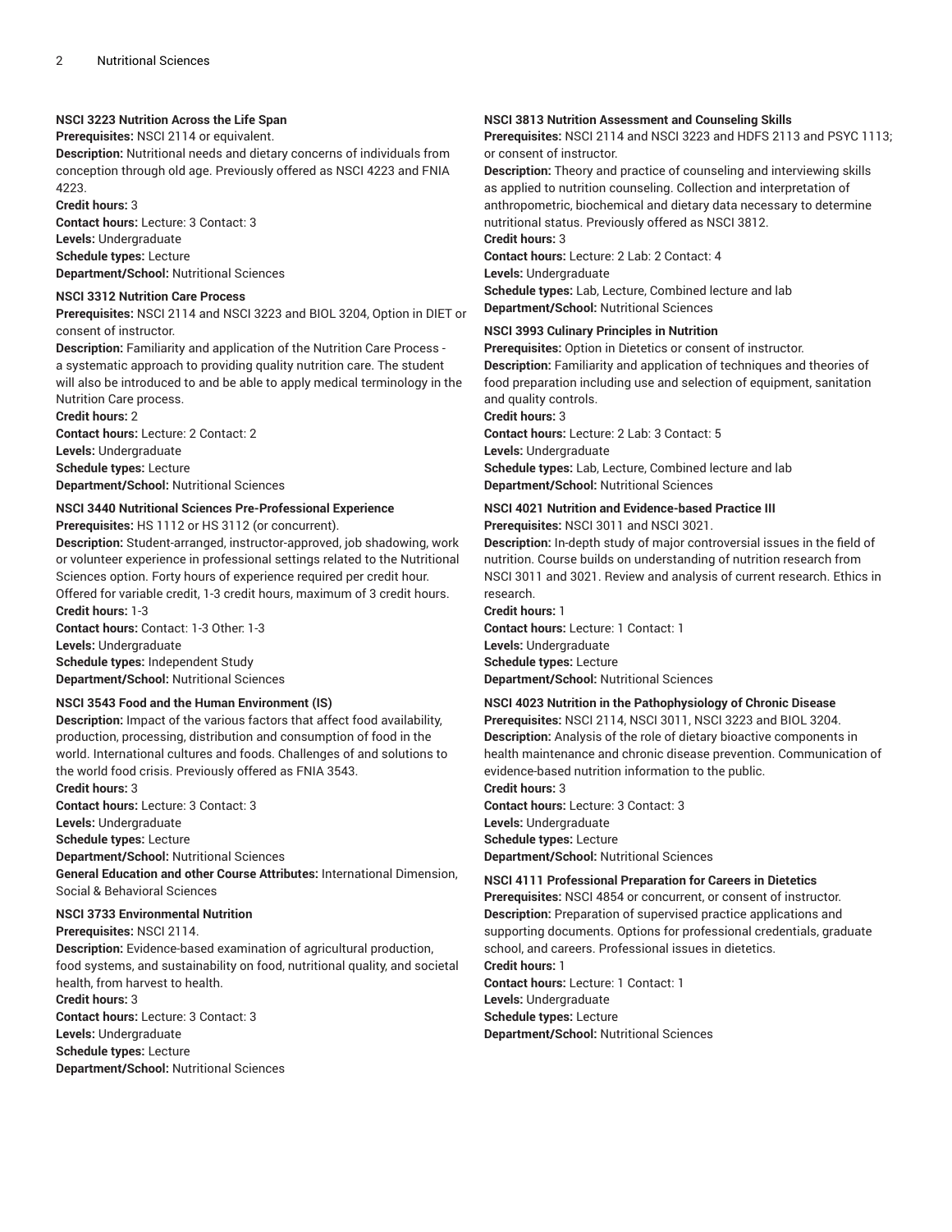#### NSCI 3223 Nutrition Across the Life Span

**Prerequisites:** NSCI 2114 or equivalent.
**Description:** Nutritional needs and dietary concerns of individuals from conception through old age. Previously offered as NSCI 4223 and FNIA 4223.
**Credit hours:** 3
**Contact hours:** Lecture: 3 Contact: 3
**Levels:** Undergraduate
**Schedule types:** Lecture
**Department/School:** Nutritional Sciences

#### NSCI 3312 Nutrition Care Process

**Prerequisites:** NSCI 2114 and NSCI 3223 and BIOL 3204, Option in DIET or consent of instructor.
**Description:** Familiarity and application of the Nutrition Care Process - a systematic approach to providing quality nutrition care. The student will also be introduced to and be able to apply medical terminology in the Nutrition Care process.
**Credit hours:** 2
**Contact hours:** Lecture: 2 Contact: 2
**Levels:** Undergraduate
**Schedule types:** Lecture
**Department/School:** Nutritional Sciences

#### NSCI 3440 Nutritional Sciences Pre-Professional Experience

**Prerequisites:** HS 1112 or HS 3112 (or concurrent).
**Description:** Student-arranged, instructor-approved, job shadowing, work or volunteer experience in professional settings related to the Nutritional Sciences option. Forty hours of experience required per credit hour. Offered for variable credit, 1-3 credit hours, maximum of 3 credit hours.
**Credit hours:** 1-3
**Contact hours:** Contact: 1-3 Other: 1-3
**Levels:** Undergraduate
**Schedule types:** Independent Study
**Department/School:** Nutritional Sciences

#### NSCI 3543 Food and the Human Environment (IS)

**Description:** Impact of the various factors that affect food availability, production, processing, distribution and consumption of food in the world. International cultures and foods. Challenges of and solutions to the world food crisis. Previously offered as FNIA 3543.
**Credit hours:** 3
**Contact hours:** Lecture: 3 Contact: 3
**Levels:** Undergraduate
**Schedule types:** Lecture
**Department/School:** Nutritional Sciences
**General Education and other Course Attributes:** International Dimension, Social & Behavioral Sciences

#### NSCI 3733 Environmental Nutrition

**Prerequisites:** NSCI 2114.
**Description:** Evidence-based examination of agricultural production, food systems, and sustainability on food, nutritional quality, and societal health, from harvest to health.
**Credit hours:** 3
**Contact hours:** Lecture: 3 Contact: 3
**Levels:** Undergraduate
**Schedule types:** Lecture
**Department/School:** Nutritional Sciences

#### NSCI 3813 Nutrition Assessment and Counseling Skills

**Prerequisites:** NSCI 2114 and NSCI 3223 and HDFS 2113 and PSYC 1113; or consent of instructor.
**Description:** Theory and practice of counseling and interviewing skills as applied to nutrition counseling. Collection and interpretation of anthropometric, biochemical and dietary data necessary to determine nutritional status. Previously offered as NSCI 3812.
**Credit hours:** 3
**Contact hours:** Lecture: 2 Lab: 2 Contact: 4
**Levels:** Undergraduate
**Schedule types:** Lab, Lecture, Combined lecture and lab
**Department/School:** Nutritional Sciences

#### NSCI 3993 Culinary Principles in Nutrition

**Prerequisites:** Option in Dietetics or consent of instructor.
**Description:** Familiarity and application of techniques and theories of food preparation including use and selection of equipment, sanitation and quality controls.
**Credit hours:** 3
**Contact hours:** Lecture: 2 Lab: 3 Contact: 5
**Levels:** Undergraduate
**Schedule types:** Lab, Lecture, Combined lecture and lab
**Department/School:** Nutritional Sciences

#### NSCI 4021 Nutrition and Evidence-based Practice III

**Prerequisites:** NSCI 3011 and NSCI 3021.
**Description:** In-depth study of major controversial issues in the field of nutrition. Course builds on understanding of nutrition research from NSCI 3011 and 3021. Review and analysis of current research. Ethics in research.
**Credit hours:** 1
**Contact hours:** Lecture: 1 Contact: 1
**Levels:** Undergraduate
**Schedule types:** Lecture
**Department/School:** Nutritional Sciences

#### NSCI 4023 Nutrition in the Pathophysiology of Chronic Disease

**Prerequisites:** NSCI 2114, NSCI 3011, NSCI 3223 and BIOL 3204.
**Description:** Analysis of the role of dietary bioactive components in health maintenance and chronic disease prevention. Communication of evidence-based nutrition information to the public.
**Credit hours:** 3
**Contact hours:** Lecture: 3 Contact: 3
**Levels:** Undergraduate
**Schedule types:** Lecture
**Department/School:** Nutritional Sciences

#### NSCI 4111 Professional Preparation for Careers in Dietetics

**Prerequisites:** NSCI 4854 or concurrent, or consent of instructor.
**Description:** Preparation of supervised practice applications and supporting documents. Options for professional credentials, graduate school, and careers. Professional issues in dietetics.
**Credit hours:** 1
**Contact hours:** Lecture: 1 Contact: 1
**Levels:** Undergraduate
**Schedule types:** Lecture
**Department/School:** Nutritional Sciences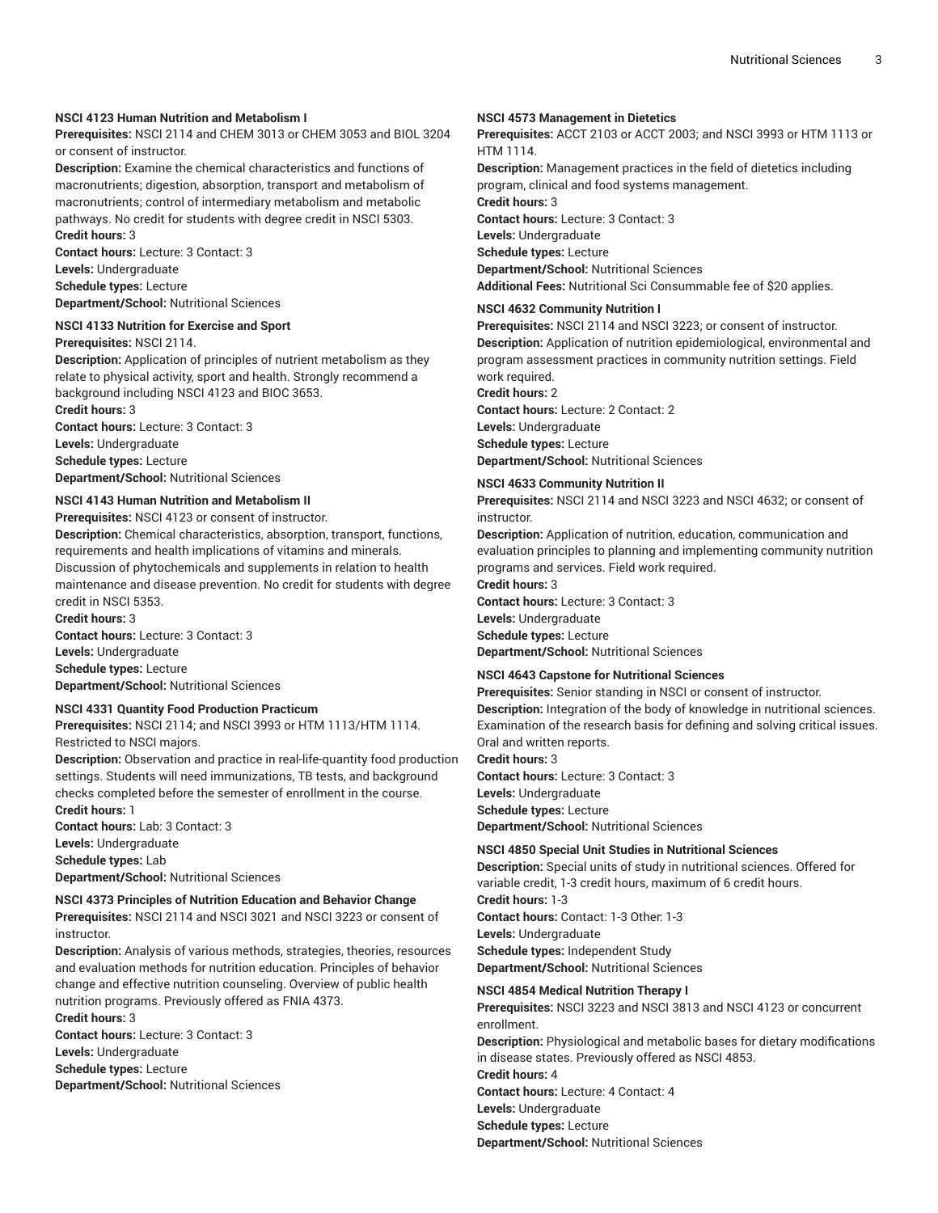**NSCI 4123 Human Nutrition and Metabolism I**
**Prerequisites:** NSCI 2114 and CHEM 3013 or CHEM 3053 and BIOL 3204 or consent of instructor.
**Description:** Examine the chemical characteristics and functions of macronutrients; digestion, absorption, transport and metabolism of macronutrients; control of intermediary metabolism and metabolic pathways. No credit for students with degree credit in NSCI 5303.
**Credit hours:** 3
**Contact hours:** Lecture: 3 Contact: 3
**Levels:** Undergraduate
**Schedule types:** Lecture
**Department/School:** Nutritional Sciences

**NSCI 4133 Nutrition for Exercise and Sport**
**Prerequisites:** NSCI 2114.
**Description:** Application of principles of nutrient metabolism as they relate to physical activity, sport and health. Strongly recommend a background including NSCI 4123 and BIOC 3653.
**Credit hours:** 3
**Contact hours:** Lecture: 3 Contact: 3
**Levels:** Undergraduate
**Schedule types:** Lecture
**Department/School:** Nutritional Sciences

**NSCI 4143 Human Nutrition and Metabolism II**
**Prerequisites:** NSCI 4123 or consent of instructor.
**Description:** Chemical characteristics, absorption, transport, functions, requirements and health implications of vitamins and minerals. Discussion of phytochemicals and supplements in relation to health maintenance and disease prevention. No credit for students with degree credit in NSCI 5353.
**Credit hours:** 3
**Contact hours:** Lecture: 3 Contact: 3
**Levels:** Undergraduate
**Schedule types:** Lecture
**Department/School:** Nutritional Sciences

**NSCI 4331 Quantity Food Production Practicum**
**Prerequisites:** NSCI 2114; and NSCI 3993 or HTM 1113/HTM 1114. Restricted to NSCI majors.
**Description:** Observation and practice in real-life-quantity food production settings. Students will need immunizations, TB tests, and background checks completed before the semester of enrollment in the course.
**Credit hours:** 1
**Contact hours:** Lab: 3 Contact: 3
**Levels:** Undergraduate
**Schedule types:** Lab
**Department/School:** Nutritional Sciences

**NSCI 4373 Principles of Nutrition Education and Behavior Change**
**Prerequisites:** NSCI 2114 and NSCI 3021 and NSCI 3223 or consent of instructor.
**Description:** Analysis of various methods, strategies, theories, resources and evaluation methods for nutrition education. Principles of behavior change and effective nutrition counseling. Overview of public health nutrition programs. Previously offered as FNIA 4373.
**Credit hours:** 3
**Contact hours:** Lecture: 3 Contact: 3
**Levels:** Undergraduate
**Schedule types:** Lecture
**Department/School:** Nutritional Sciences

**NSCI 4573 Management in Dietetics**
**Prerequisites:** ACCT 2103 or ACCT 2003; and NSCI 3993 or HTM 1113 or HTM 1114.
**Description:** Management practices in the field of dietetics including program, clinical and food systems management.
**Credit hours:** 3
**Contact hours:** Lecture: 3 Contact: 3
**Levels:** Undergraduate
**Schedule types:** Lecture
**Department/School:** Nutritional Sciences
**Additional Fees:** Nutritional Sci Consummable fee of $20 applies.

**NSCI 4632 Community Nutrition I**
**Prerequisites:** NSCI 2114 and NSCI 3223; or consent of instructor.
**Description:** Application of nutrition epidemiological, environmental and program assessment practices in community nutrition settings. Field work required.
**Credit hours:** 2
**Contact hours:** Lecture: 2 Contact: 2
**Levels:** Undergraduate
**Schedule types:** Lecture
**Department/School:** Nutritional Sciences

**NSCI 4633 Community Nutrition II**
**Prerequisites:** NSCI 2114 and NSCI 3223 and NSCI 4632; or consent of instructor.
**Description:** Application of nutrition, education, communication and evaluation principles to planning and implementing community nutrition programs and services. Field work required.
**Credit hours:** 3
**Contact hours:** Lecture: 3 Contact: 3
**Levels:** Undergraduate
**Schedule types:** Lecture
**Department/School:** Nutritional Sciences

**NSCI 4643 Capstone for Nutritional Sciences**
**Prerequisites:** Senior standing in NSCI or consent of instructor.
**Description:** Integration of the body of knowledge in nutritional sciences. Examination of the research basis for defining and solving critical issues. Oral and written reports.
**Credit hours:** 3
**Contact hours:** Lecture: 3 Contact: 3
**Levels:** Undergraduate
**Schedule types:** Lecture
**Department/School:** Nutritional Sciences

**NSCI 4850 Special Unit Studies in Nutritional Sciences**
**Description:** Special units of study in nutritional sciences. Offered for variable credit, 1-3 credit hours, maximum of 6 credit hours.
**Credit hours:** 1-3
**Contact hours:** Contact: 1-3 Other: 1-3
**Levels:** Undergraduate
**Schedule types:** Independent Study
**Department/School:** Nutritional Sciences

**NSCI 4854 Medical Nutrition Therapy I**
**Prerequisites:** NSCI 3223 and NSCI 3813 and NSCI 4123 or concurrent enrollment.
**Description:** Physiological and metabolic bases for dietary modifications in disease states. Previously offered as NSCI 4853.
**Credit hours:** 4
**Contact hours:** Lecture: 4 Contact: 4
**Levels:** Undergraduate
**Schedule types:** Lecture
**Department/School:** Nutritional Sciences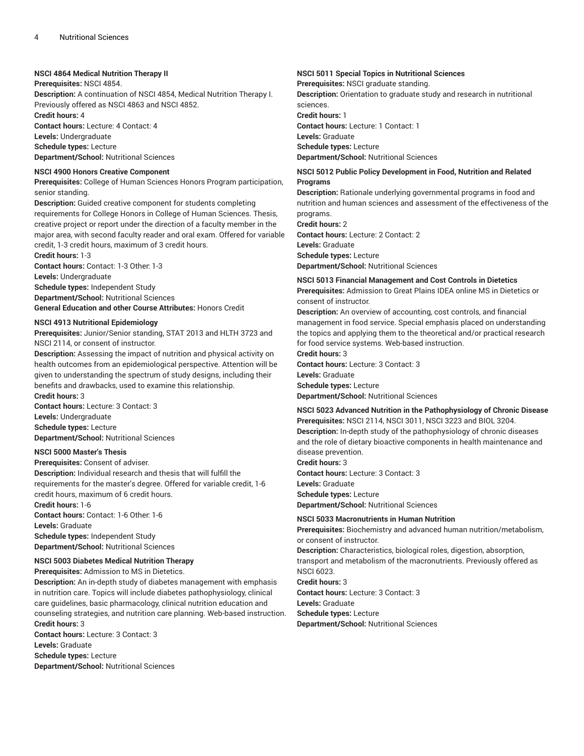### NSCI 4864 Medical Nutrition Therapy II

**Prerequisites:** NSCI 4854.
**Description:** A continuation of NSCI 4854, Medical Nutrition Therapy I. Previously offered as NSCI 4863 and NSCI 4852.
**Credit hours:** 4
**Contact hours:** Lecture: 4 Contact: 4
**Levels:** Undergraduate
**Schedule types:** Lecture
**Department/School:** Nutritional Sciences

### NSCI 4900 Honors Creative Component

**Prerequisites:** College of Human Sciences Honors Program participation, senior standing.
**Description:** Guided creative component for students completing requirements for College Honors in College of Human Sciences. Thesis, creative project or report under the direction of a faculty member in the major area, with second faculty reader and oral exam. Offered for variable credit, 1-3 credit hours, maximum of 3 credit hours.
**Credit hours:** 1-3
**Contact hours:** Contact: 1-3 Other: 1-3
**Levels:** Undergraduate
**Schedule types:** Independent Study
**Department/School:** Nutritional Sciences
**General Education and other Course Attributes:** Honors Credit

### NSCI 4913 Nutritional Epidemiology

**Prerequisites:** Junior/Senior standing, STAT 2013 and HLTH 3723 and NSCI 2114, or consent of instructor.
**Description:** Assessing the impact of nutrition and physical activity on health outcomes from an epidemiological perspective. Attention will be given to understanding the spectrum of study designs, including their benefits and drawbacks, used to examine this relationship.
**Credit hours:** 3
**Contact hours:** Lecture: 3 Contact: 3
**Levels:** Undergraduate
**Schedule types:** Lecture
**Department/School:** Nutritional Sciences

### NSCI 5000 Master's Thesis

**Prerequisites:** Consent of adviser.
**Description:** Individual research and thesis that will fulfill the requirements for the master's degree. Offered for variable credit, 1-6 credit hours, maximum of 6 credit hours.
**Credit hours:** 1-6
**Contact hours:** Contact: 1-6 Other: 1-6
**Levels:** Graduate
**Schedule types:** Independent Study
**Department/School:** Nutritional Sciences

### NSCI 5003 Diabetes Medical Nutrition Therapy

**Prerequisites:** Admission to MS in Dietetics.
**Description:** An in-depth study of diabetes management with emphasis in nutrition care. Topics will include diabetes pathophysiology, clinical care guidelines, basic pharmacology, clinical nutrition education and counseling strategies, and nutrition care planning. Web-based instruction.
**Credit hours:** 3
**Contact hours:** Lecture: 3 Contact: 3
**Levels:** Graduate
**Schedule types:** Lecture
**Department/School:** Nutritional Sciences

### NSCI 5011 Special Topics in Nutritional Sciences

**Prerequisites:** NSCI graduate standing.
**Description:** Orientation to graduate study and research in nutritional sciences.
**Credit hours:** 1
**Contact hours:** Lecture: 1 Contact: 1
**Levels:** Graduate
**Schedule types:** Lecture
**Department/School:** Nutritional Sciences

### NSCI 5012 Public Policy Development in Food, Nutrition and Related Programs

**Description:** Rationale underlying governmental programs in food and nutrition and human sciences and assessment of the effectiveness of the programs.
**Credit hours:** 2
**Contact hours:** Lecture: 2 Contact: 2
**Levels:** Graduate
**Schedule types:** Lecture
**Department/School:** Nutritional Sciences

### NSCI 5013 Financial Management and Cost Controls in Dietetics

**Prerequisites:** Admission to Great Plains IDEA online MS in Dietetics or consent of instructor.
**Description:** An overview of accounting, cost controls, and financial management in food service. Special emphasis placed on understanding the topics and applying them to the theoretical and/or practical research for food service systems. Web-based instruction.
**Credit hours:** 3
**Contact hours:** Lecture: 3 Contact: 3
**Levels:** Graduate
**Schedule types:** Lecture
**Department/School:** Nutritional Sciences

### NSCI 5023 Advanced Nutrition in the Pathophysiology of Chronic Disease

**Prerequisites:** NSCI 2114, NSCI 3011, NSCI 3223 and BIOL 3204.
**Description:** In-depth study of the pathophysiology of chronic diseases and the role of dietary bioactive components in health maintenance and disease prevention.
**Credit hours:** 3
**Contact hours:** Lecture: 3 Contact: 3
**Levels:** Graduate
**Schedule types:** Lecture
**Department/School:** Nutritional Sciences

### NSCI 5033 Macronutrients in Human Nutrition

**Prerequisites:** Biochemistry and advanced human nutrition/metabolism, or consent of instructor.
**Description:** Characteristics, biological roles, digestion, absorption, transport and metabolism of the macronutrients. Previously offered as NSCI 6023.
**Credit hours:** 3
**Contact hours:** Lecture: 3 Contact: 3
**Levels:** Graduate
**Schedule types:** Lecture
**Department/School:** Nutritional Sciences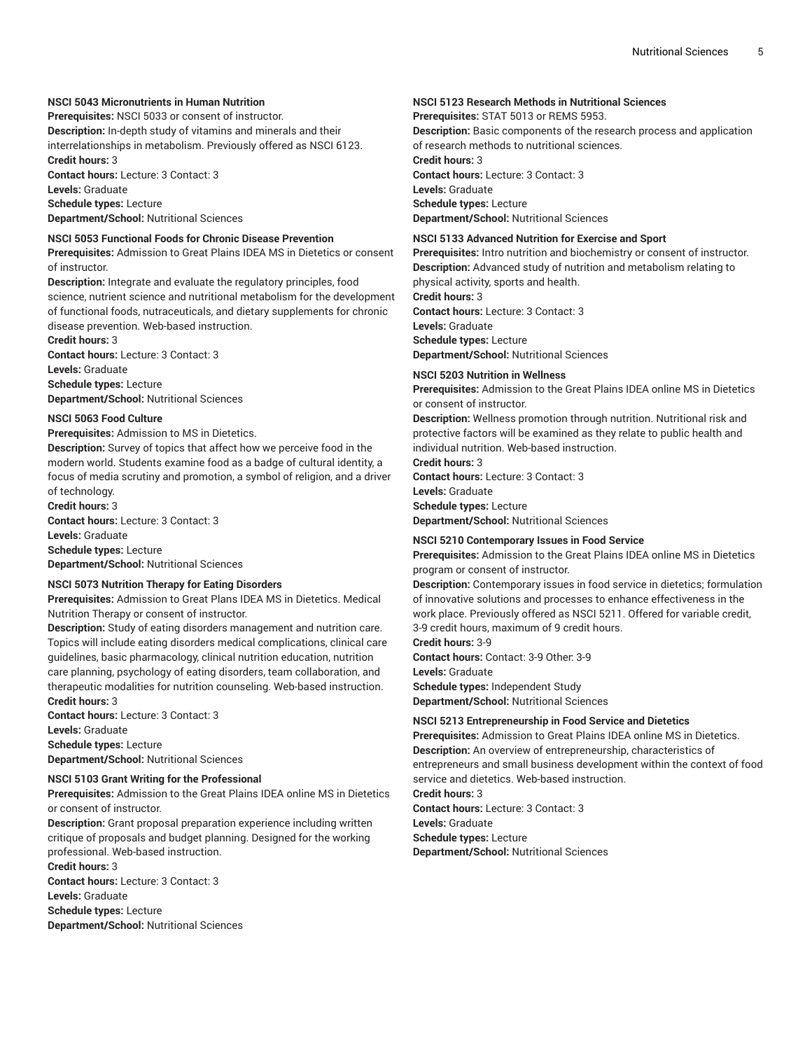**NSCI 5043 Micronutrients in Human Nutrition**
**Prerequisites:** NSCI 5033 or consent of instructor.
**Description:** In-depth study of vitamins and minerals and their interrelationships in metabolism. Previously offered as NSCI 6123.
**Credit hours:** 3
**Contact hours:** Lecture: 3 Contact: 3
**Levels:** Graduate
**Schedule types:** Lecture
**Department/School:** Nutritional Sciences

**NSCI 5053 Functional Foods for Chronic Disease Prevention**
**Prerequisites:** Admission to Great Plains IDEA MS in Dietetics or consent of instructor.
**Description:** Integrate and evaluate the regulatory principles, food science, nutrient science and nutritional metabolism for the development of functional foods, nutraceuticals, and dietary supplements for chronic disease prevention. Web-based instruction.
**Credit hours:** 3
**Contact hours:** Lecture: 3 Contact: 3
**Levels:** Graduate
**Schedule types:** Lecture
**Department/School:** Nutritional Sciences

**NSCI 5063 Food Culture**
**Prerequisites:** Admission to MS in Dietetics.
**Description:** Survey of topics that affect how we perceive food in the modern world. Students examine food as a badge of cultural identity, a focus of media scrutiny and promotion, a symbol of religion, and a driver of technology.
**Credit hours:** 3
**Contact hours:** Lecture: 3 Contact: 3
**Levels:** Graduate
**Schedule types:** Lecture
**Department/School:** Nutritional Sciences

**NSCI 5073 Nutrition Therapy for Eating Disorders**
**Prerequisites:** Admission to Great Plans IDEA MS in Dietetics. Medical Nutrition Therapy or consent of instructor.
**Description:** Study of eating disorders management and nutrition care. Topics will include eating disorders medical complications, clinical care guidelines, basic pharmacology, clinical nutrition education, nutrition care planning, psychology of eating disorders, team collaboration, and therapeutic modalities for nutrition counseling. Web-based instruction.
**Credit hours:** 3
**Contact hours:** Lecture: 3 Contact: 3
**Levels:** Graduate
**Schedule types:** Lecture
**Department/School:** Nutritional Sciences

**NSCI 5103 Grant Writing for the Professional**
**Prerequisites:** Admission to the Great Plains IDEA online MS in Dietetics or consent of instructor.
**Description:** Grant proposal preparation experience including written critique of proposals and budget planning. Designed for the working professional. Web-based instruction.
**Credit hours:** 3
**Contact hours:** Lecture: 3 Contact: 3
**Levels:** Graduate
**Schedule types:** Lecture
**Department/School:** Nutritional Sciences

**NSCI 5123 Research Methods in Nutritional Sciences**
**Prerequisites:** STAT 5013 or REMS 5953.
**Description:** Basic components of the research process and application of research methods to nutritional sciences.
**Credit hours:** 3
**Contact hours:** Lecture: 3 Contact: 3
**Levels:** Graduate
**Schedule types:** Lecture
**Department/School:** Nutritional Sciences

**NSCI 5133 Advanced Nutrition for Exercise and Sport**
**Prerequisites:** Intro nutrition and biochemistry or consent of instructor.
**Description:** Advanced study of nutrition and metabolism relating to physical activity, sports and health.
**Credit hours:** 3
**Contact hours:** Lecture: 3 Contact: 3
**Levels:** Graduate
**Schedule types:** Lecture
**Department/School:** Nutritional Sciences

**NSCI 5203 Nutrition in Wellness**
**Prerequisites:** Admission to the Great Plains IDEA online MS in Dietetics or consent of instructor.
**Description:** Wellness promotion through nutrition. Nutritional risk and protective factors will be examined as they relate to public health and individual nutrition. Web-based instruction.
**Credit hours:** 3
**Contact hours:** Lecture: 3 Contact: 3
**Levels:** Graduate
**Schedule types:** Lecture
**Department/School:** Nutritional Sciences

**NSCI 5210 Contemporary Issues in Food Service**
**Prerequisites:** Admission to the Great Plains IDEA online MS in Dietetics program or consent of instructor.
**Description:** Contemporary issues in food service in dietetics; formulation of innovative solutions and processes to enhance effectiveness in the work place. Previously offered as NSCI 5211. Offered for variable credit, 3-9 credit hours, maximum of 9 credit hours.
**Credit hours:** 3-9
**Contact hours:** Contact: 3-9 Other: 3-9
**Levels:** Graduate
**Schedule types:** Independent Study
**Department/School:** Nutritional Sciences

**NSCI 5213 Entrepreneurship in Food Service and Dietetics**
**Prerequisites:** Admission to Great Plains IDEA online MS in Dietetics.
**Description:** An overview of entrepreneurship, characteristics of entrepreneurs and small business development within the context of food service and dietetics. Web-based instruction.
**Credit hours:** 3
**Contact hours:** Lecture: 3 Contact: 3
**Levels:** Graduate
**Schedule types:** Lecture
**Department/School:** Nutritional Sciences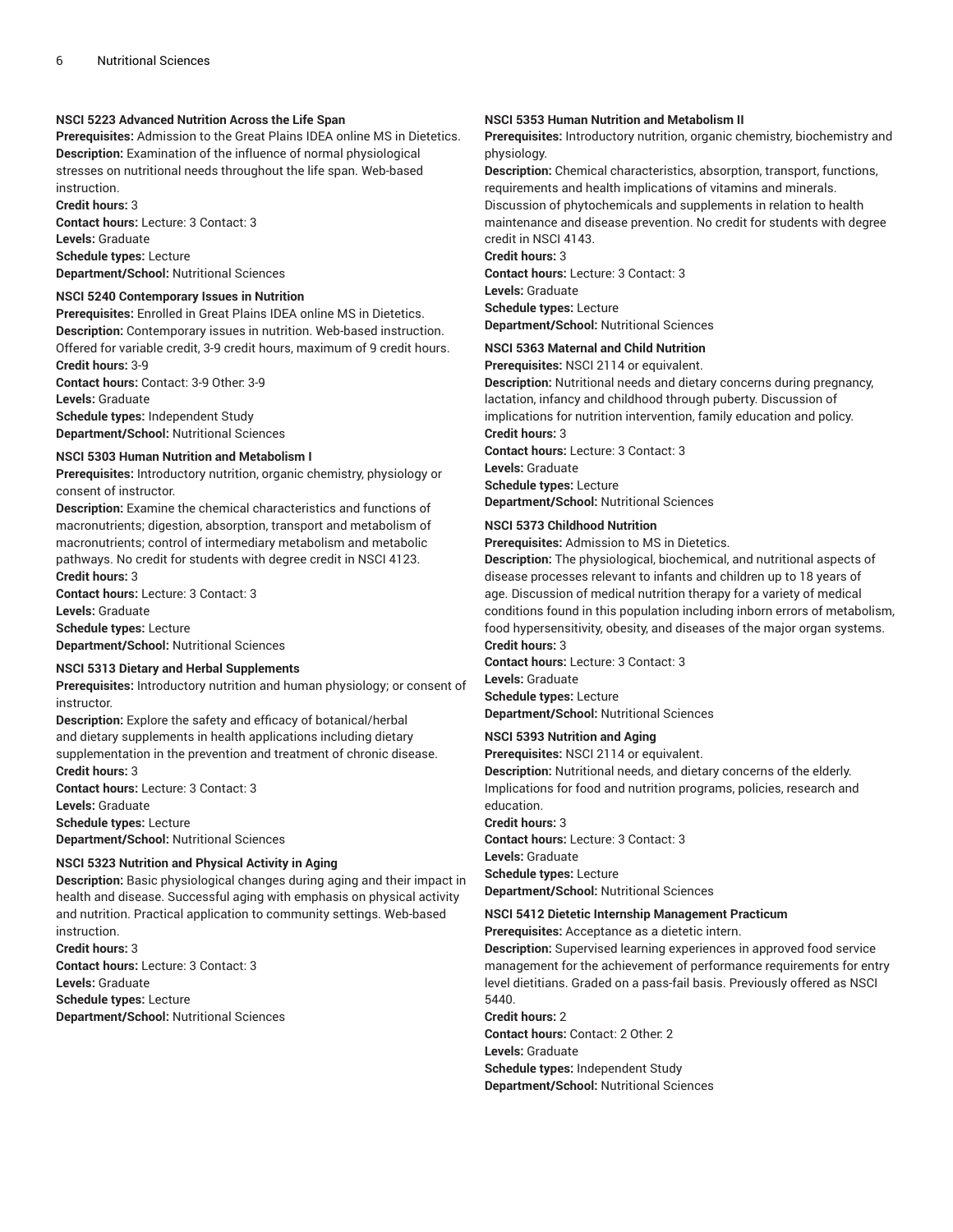**NSCI 5223 Advanced Nutrition Across the Life Span**

**Prerequisites:** Admission to the Great Plains IDEA online MS in Dietetics.
**Description:** Examination of the influence of normal physiological stresses on nutritional needs throughout the life span. Web-based instruction.
**Credit hours:** 3
**Contact hours:** Lecture: 3 Contact: 3
**Levels:** Graduate
**Schedule types:** Lecture
**Department/School:** Nutritional Sciences

**NSCI 5240 Contemporary Issues in Nutrition**

**Prerequisites:** Enrolled in Great Plains IDEA online MS in Dietetics.
**Description:** Contemporary issues in nutrition. Web-based instruction. Offered for variable credit, 3-9 credit hours, maximum of 9 credit hours.
**Credit hours:** 3-9
**Contact hours:** Contact: 3-9 Other: 3-9
**Levels:** Graduate
**Schedule types:** Independent Study
**Department/School:** Nutritional Sciences

**NSCI 5303 Human Nutrition and Metabolism I**

**Prerequisites:** Introductory nutrition, organic chemistry, physiology or consent of instructor.
**Description:** Examine the chemical characteristics and functions of macronutrients; digestion, absorption, transport and metabolism of macronutrients; control of intermediary metabolism and metabolic pathways. No credit for students with degree credit in NSCI 4123.
**Credit hours:** 3
**Contact hours:** Lecture: 3 Contact: 3
**Levels:** Graduate
**Schedule types:** Lecture
**Department/School:** Nutritional Sciences

**NSCI 5313 Dietary and Herbal Supplements**

**Prerequisites:** Introductory nutrition and human physiology; or consent of instructor.
**Description:** Explore the safety and efficacy of botanical/herbal and dietary supplements in health applications including dietary supplementation in the prevention and treatment of chronic disease.
**Credit hours:** 3
**Contact hours:** Lecture: 3 Contact: 3
**Levels:** Graduate
**Schedule types:** Lecture
**Department/School:** Nutritional Sciences

**NSCI 5323 Nutrition and Physical Activity in Aging**

**Description:** Basic physiological changes during aging and their impact in health and disease. Successful aging with emphasis on physical activity and nutrition. Practical application to community settings. Web-based instruction.
**Credit hours:** 3
**Contact hours:** Lecture: 3 Contact: 3
**Levels:** Graduate
**Schedule types:** Lecture
**Department/School:** Nutritional Sciences

**NSCI 5353 Human Nutrition and Metabolism II**

**Prerequisites:** Introductory nutrition, organic chemistry, biochemistry and physiology.
**Description:** Chemical characteristics, absorption, transport, functions, requirements and health implications of vitamins and minerals. Discussion of phytochemicals and supplements in relation to health maintenance and disease prevention. No credit for students with degree credit in NSCI 4143.
**Credit hours:** 3
**Contact hours:** Lecture: 3 Contact: 3
**Levels:** Graduate
**Schedule types:** Lecture
**Department/School:** Nutritional Sciences

**NSCI 5363 Maternal and Child Nutrition**

**Prerequisites:** NSCI 2114 or equivalent.
**Description:** Nutritional needs and dietary concerns during pregnancy, lactation, infancy and childhood through puberty. Discussion of implications for nutrition intervention, family education and policy.
**Credit hours:** 3
**Contact hours:** Lecture: 3 Contact: 3
**Levels:** Graduate
**Schedule types:** Lecture
**Department/School:** Nutritional Sciences

**NSCI 5373 Childhood Nutrition**

**Prerequisites:** Admission to MS in Dietetics.
**Description:** The physiological, biochemical, and nutritional aspects of disease processes relevant to infants and children up to 18 years of age. Discussion of medical nutrition therapy for a variety of medical conditions found in this population including inborn errors of metabolism, food hypersensitivity, obesity, and diseases of the major organ systems.
**Credit hours:** 3
**Contact hours:** Lecture: 3 Contact: 3
**Levels:** Graduate
**Schedule types:** Lecture
**Department/School:** Nutritional Sciences

**NSCI 5393 Nutrition and Aging**

**Prerequisites:** NSCI 2114 or equivalent.
**Description:** Nutritional needs, and dietary concerns of the elderly. Implications for food and nutrition programs, policies, research and education.
**Credit hours:** 3
**Contact hours:** Lecture: 3 Contact: 3
**Levels:** Graduate
**Schedule types:** Lecture
**Department/School:** Nutritional Sciences

**NSCI 5412 Dietetic Internship Management Practicum**

**Prerequisites:** Acceptance as a dietetic intern.
**Description:** Supervised learning experiences in approved food service management for the achievement of performance requirements for entry level dietitians. Graded on a pass-fail basis. Previously offered as NSCI 5440.
**Credit hours:** 2
**Contact hours:** Contact: 2 Other: 2
**Levels:** Graduate
**Schedule types:** Independent Study
**Department/School:** Nutritional Sciences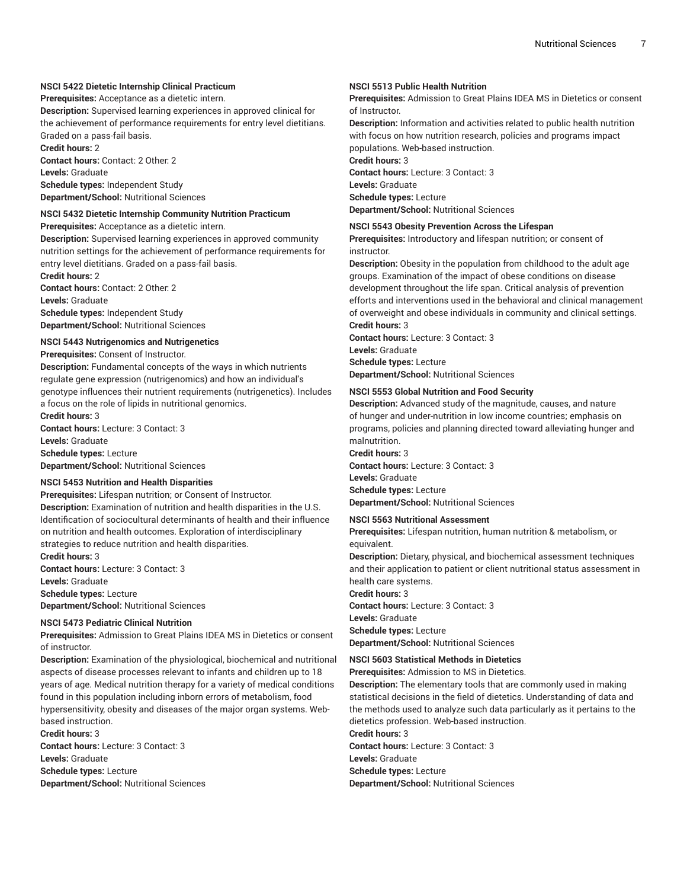**NSCI 5422 Dietetic Internship Clinical Practicum**
**Prerequisites:** Acceptance as a dietetic intern.
**Description:** Supervised learning experiences in approved clinical for the achievement of performance requirements for entry level dietitians. Graded on a pass-fail basis.
**Credit hours:** 2
**Contact hours:** Contact: 2 Other: 2
**Levels:** Graduate
**Schedule types:** Independent Study
**Department/School:** Nutritional Sciences

**NSCI 5432 Dietetic Internship Community Nutrition Practicum**
**Prerequisites:** Acceptance as a dietetic intern.
**Description:** Supervised learning experiences in approved community nutrition settings for the achievement of performance requirements for entry level dietitians. Graded on a pass-fail basis.
**Credit hours:** 2
**Contact hours:** Contact: 2 Other: 2
**Levels:** Graduate
**Schedule types:** Independent Study
**Department/School:** Nutritional Sciences

**NSCI 5443 Nutrigenomics and Nutrigenetics**
**Prerequisites:** Consent of Instructor.
**Description:** Fundamental concepts of the ways in which nutrients regulate gene expression (nutrigenomics) and how an individual's genotype influences their nutrient requirements (nutrigenetics). Includes a focus on the role of lipids in nutritional genomics.
**Credit hours:** 3
**Contact hours:** Lecture: 3 Contact: 3
**Levels:** Graduate
**Schedule types:** Lecture
**Department/School:** Nutritional Sciences

**NSCI 5453 Nutrition and Health Disparities**
**Prerequisites:** Lifespan nutrition; or Consent of Instructor.
**Description:** Examination of nutrition and health disparities in the U.S. Identification of sociocultural determinants of health and their influence on nutrition and health outcomes. Exploration of interdisciplinary strategies to reduce nutrition and health disparities.
**Credit hours:** 3
**Contact hours:** Lecture: 3 Contact: 3
**Levels:** Graduate
**Schedule types:** Lecture
**Department/School:** Nutritional Sciences

**NSCI 5473 Pediatric Clinical Nutrition**
**Prerequisites:** Admission to Great Plains IDEA MS in Dietetics or consent of instructor.
**Description:** Examination of the physiological, biochemical and nutritional aspects of disease processes relevant to infants and children up to 18 years of age. Medical nutrition therapy for a variety of medical conditions found in this population including inborn errors of metabolism, food hypersensitivity, obesity and diseases of the major organ systems. Web-based instruction.
**Credit hours:** 3
**Contact hours:** Lecture: 3 Contact: 3
**Levels:** Graduate
**Schedule types:** Lecture
**Department/School:** Nutritional Sciences

**NSCI 5513 Public Health Nutrition**
**Prerequisites:** Admission to Great Plains IDEA MS in Dietetics or consent of Instructor.
**Description:** Information and activities related to public health nutrition with focus on how nutrition research, policies and programs impact populations. Web-based instruction.
**Credit hours:** 3
**Contact hours:** Lecture: 3 Contact: 3
**Levels:** Graduate
**Schedule types:** Lecture
**Department/School:** Nutritional Sciences

**NSCI 5543 Obesity Prevention Across the Lifespan**
**Prerequisites:** Introductory and lifespan nutrition; or consent of instructor.
**Description:** Obesity in the population from childhood to the adult age groups. Examination of the impact of obese conditions on disease development throughout the life span. Critical analysis of prevention efforts and interventions used in the behavioral and clinical management of overweight and obese individuals in community and clinical settings.
**Credit hours:** 3
**Contact hours:** Lecture: 3 Contact: 3
**Levels:** Graduate
**Schedule types:** Lecture
**Department/School:** Nutritional Sciences

**NSCI 5553 Global Nutrition and Food Security**
**Description:** Advanced study of the magnitude, causes, and nature of hunger and under-nutrition in low income countries; emphasis on programs, policies and planning directed toward alleviating hunger and malnutrition.
**Credit hours:** 3
**Contact hours:** Lecture: 3 Contact: 3
**Levels:** Graduate
**Schedule types:** Lecture
**Department/School:** Nutritional Sciences

**NSCI 5563 Nutritional Assessment**
**Prerequisites:** Lifespan nutrition, human nutrition & metabolism, or equivalent.
**Description:** Dietary, physical, and biochemical assessment techniques and their application to patient or client nutritional status assessment in health care systems.
**Credit hours:** 3
**Contact hours:** Lecture: 3 Contact: 3
**Levels:** Graduate
**Schedule types:** Lecture
**Department/School:** Nutritional Sciences

**NSCI 5603 Statistical Methods in Dietetics**
**Prerequisites:** Admission to MS in Dietetics.
**Description:** The elementary tools that are commonly used in making statistical decisions in the field of dietetics. Understanding of data and the methods used to analyze such data particularly as it pertains to the dietetics profession. Web-based instruction.
**Credit hours:** 3
**Contact hours:** Lecture: 3 Contact: 3
**Levels:** Graduate
**Schedule types:** Lecture
**Department/School:** Nutritional Sciences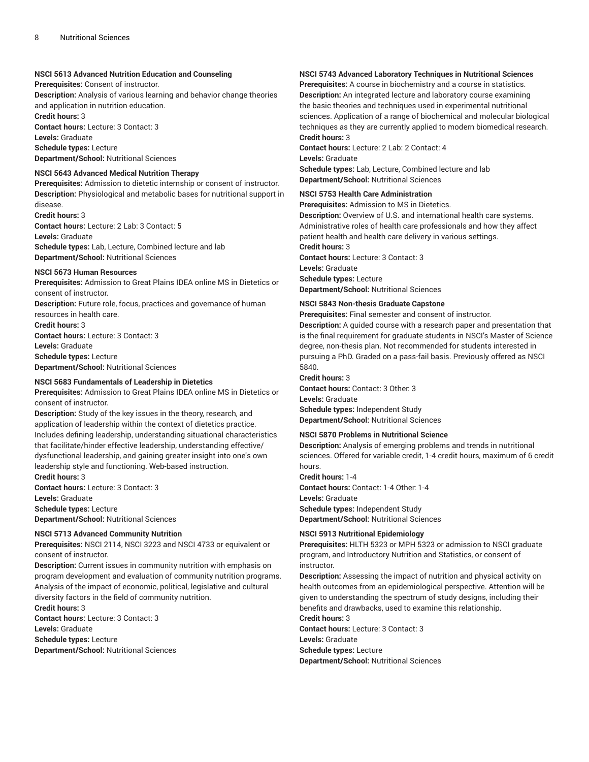**NSCI 5613 Advanced Nutrition Education and Counseling**
**Prerequisites:** Consent of instructor.
**Description:** Analysis of various learning and behavior change theories and application in nutrition education.
**Credit hours:** 3
**Contact hours:** Lecture: 3 Contact: 3
**Levels:** Graduate
**Schedule types:** Lecture
**Department/School:** Nutritional Sciences

**NSCI 5643 Advanced Medical Nutrition Therapy**
**Prerequisites:** Admission to dietetic internship or consent of instructor.
**Description:** Physiological and metabolic bases for nutritional support in disease.
**Credit hours:** 3
**Contact hours:** Lecture: 2 Lab: 3 Contact: 5
**Levels:** Graduate
**Schedule types:** Lab, Lecture, Combined lecture and lab
**Department/School:** Nutritional Sciences

**NSCI 5673 Human Resources**
**Prerequisites:** Admission to Great Plains IDEA online MS in Dietetics or consent of instructor.
**Description:** Future role, focus, practices and governance of human resources in health care.
**Credit hours:** 3
**Contact hours:** Lecture: 3 Contact: 3
**Levels:** Graduate
**Schedule types:** Lecture
**Department/School:** Nutritional Sciences

**NSCI 5683 Fundamentals of Leadership in Dietetics**
**Prerequisites:** Admission to Great Plains IDEA online MS in Dietetics or consent of instructor.
**Description:** Study of the key issues in the theory, research, and application of leadership within the context of dietetics practice. Includes defining leadership, understanding situational characteristics that facilitate/hinder effective leadership, understanding effective/dysfunctional leadership, and gaining greater insight into one's own leadership style and functioning. Web-based instruction.
**Credit hours:** 3
**Contact hours:** Lecture: 3 Contact: 3
**Levels:** Graduate
**Schedule types:** Lecture
**Department/School:** Nutritional Sciences

**NSCI 5713 Advanced Community Nutrition**
**Prerequisites:** NSCI 2114, NSCI 3223 and NSCI 4733 or equivalent or consent of instructor.
**Description:** Current issues in community nutrition with emphasis on program development and evaluation of community nutrition programs. Analysis of the impact of economic, political, legislative and cultural diversity factors in the field of community nutrition.
**Credit hours:** 3
**Contact hours:** Lecture: 3 Contact: 3
**Levels:** Graduate
**Schedule types:** Lecture
**Department/School:** Nutritional Sciences

**NSCI 5743 Advanced Laboratory Techniques in Nutritional Sciences**
**Prerequisites:** A course in biochemistry and a course in statistics.
**Description:** An integrated lecture and laboratory course examining the basic theories and techniques used in experimental nutritional sciences. Application of a range of biochemical and molecular biological techniques as they are currently applied to modern biomedical research.
**Credit hours:** 3
**Contact hours:** Lecture: 2 Lab: 2 Contact: 4
**Levels:** Graduate
**Schedule types:** Lab, Lecture, Combined lecture and lab
**Department/School:** Nutritional Sciences

**NSCI 5753 Health Care Administration**
**Prerequisites:** Admission to MS in Dietetics.
**Description:** Overview of U.S. and international health care systems. Administrative roles of health care professionals and how they affect patient health and health care delivery in various settings.
**Credit hours:** 3
**Contact hours:** Lecture: 3 Contact: 3
**Levels:** Graduate
**Schedule types:** Lecture
**Department/School:** Nutritional Sciences

**NSCI 5843 Non-thesis Graduate Capstone**
**Prerequisites:** Final semester and consent of instructor.
**Description:** A guided course with a research paper and presentation that is the final requirement for graduate students in NSCI's Master of Science degree, non-thesis plan. Not recommended for students interested in pursuing a PhD. Graded on a pass-fail basis. Previously offered as NSCI 5840.
**Credit hours:** 3
**Contact hours:** Contact: 3 Other: 3
**Levels:** Graduate
**Schedule types:** Independent Study
**Department/School:** Nutritional Sciences

**NSCI 5870 Problems in Nutritional Science**
**Description:** Analysis of emerging problems and trends in nutritional sciences. Offered for variable credit, 1-4 credit hours, maximum of 6 credit hours.
**Credit hours:** 1-4
**Contact hours:** Contact: 1-4 Other: 1-4
**Levels:** Graduate
**Schedule types:** Independent Study
**Department/School:** Nutritional Sciences

**NSCI 5913 Nutritional Epidemiology**
**Prerequisites:** HLTH 5323 or MPH 5323 or admission to NSCI graduate program, and Introductory Nutrition and Statistics, or consent of instructor.
**Description:** Assessing the impact of nutrition and physical activity on health outcomes from an epidemiological perspective. Attention will be given to understanding the spectrum of study designs, including their benefits and drawbacks, used to examine this relationship.
**Credit hours:** 3
**Contact hours:** Lecture: 3 Contact: 3
**Levels:** Graduate
**Schedule types:** Lecture
**Department/School:** Nutritional Sciences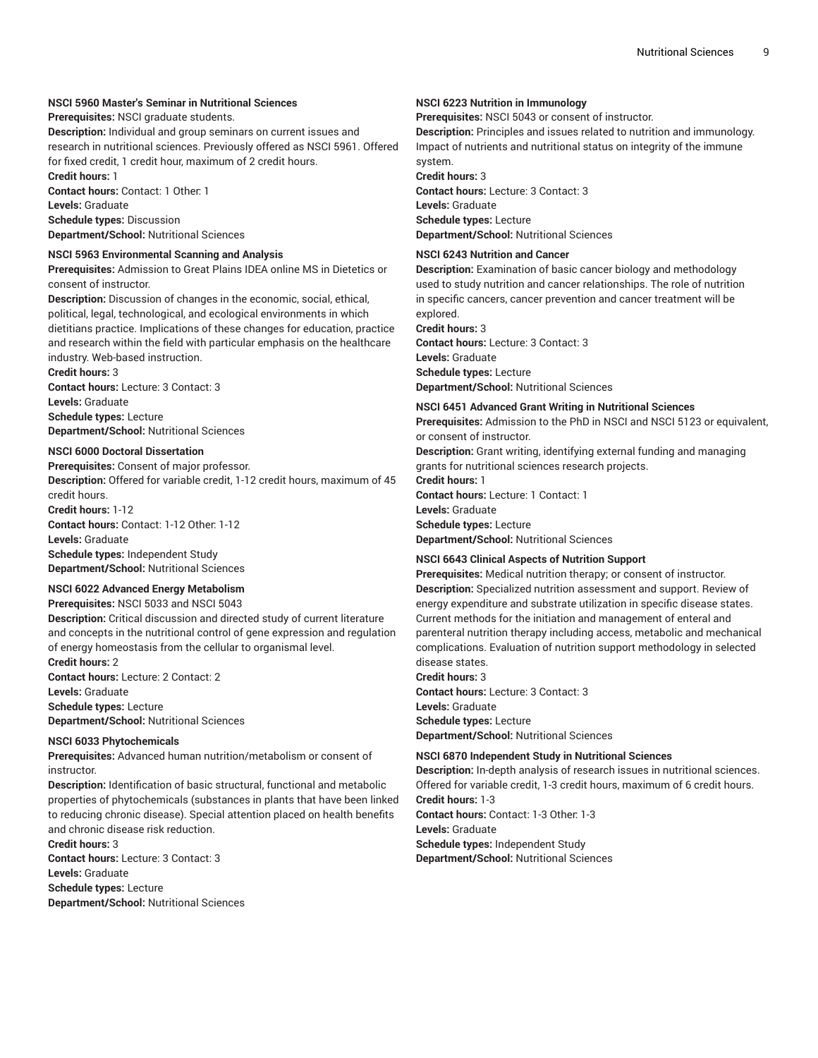#### NSCI 5960 Master's Seminar in Nutritional Sciences

**Prerequisites:** NSCI graduate students.
**Description:** Individual and group seminars on current issues and research in nutritional sciences. Previously offered as NSCI 5961. Offered for fixed credit, 1 credit hour, maximum of 2 credit hours.
**Credit hours:** 1
**Contact hours:** Contact: 1 Other: 1
**Levels:** Graduate
**Schedule types:** Discussion
**Department/School:** Nutritional Sciences

#### NSCI 5963 Environmental Scanning and Analysis

**Prerequisites:** Admission to Great Plains IDEA online MS in Dietetics or consent of instructor.
**Description:** Discussion of changes in the economic, social, ethical, political, legal, technological, and ecological environments in which dietitians practice. Implications of these changes for education, practice and research within the field with particular emphasis on the healthcare industry. Web-based instruction.
**Credit hours:** 3
**Contact hours:** Lecture: 3 Contact: 3
**Levels:** Graduate
**Schedule types:** Lecture
**Department/School:** Nutritional Sciences

#### NSCI 6000 Doctoral Dissertation

**Prerequisites:** Consent of major professor.
**Description:** Offered for variable credit, 1-12 credit hours, maximum of 45 credit hours.
**Credit hours:** 1-12
**Contact hours:** Contact: 1-12 Other: 1-12
**Levels:** Graduate
**Schedule types:** Independent Study
**Department/School:** Nutritional Sciences

#### NSCI 6022 Advanced Energy Metabolism

**Prerequisites:** NSCI 5033 and NSCI 5043
**Description:** Critical discussion and directed study of current literature and concepts in the nutritional control of gene expression and regulation of energy homeostasis from the cellular to organismal level.
**Credit hours:** 2
**Contact hours:** Lecture: 2 Contact: 2
**Levels:** Graduate
**Schedule types:** Lecture
**Department/School:** Nutritional Sciences

#### NSCI 6033 Phytochemicals

**Prerequisites:** Advanced human nutrition/metabolism or consent of instructor.
**Description:** Identification of basic structural, functional and metabolic properties of phytochemicals (substances in plants that have been linked to reducing chronic disease). Special attention placed on health benefits and chronic disease risk reduction.
**Credit hours:** 3
**Contact hours:** Lecture: 3 Contact: 3
**Levels:** Graduate
**Schedule types:** Lecture
**Department/School:** Nutritional Sciences

#### NSCI 6223 Nutrition in Immunology

**Prerequisites:** NSCI 5043 or consent of instructor.
**Description:** Principles and issues related to nutrition and immunology. Impact of nutrients and nutritional status on integrity of the immune system.
**Credit hours:** 3
**Contact hours:** Lecture: 3 Contact: 3
**Levels:** Graduate
**Schedule types:** Lecture
**Department/School:** Nutritional Sciences

#### NSCI 6243 Nutrition and Cancer

**Description:** Examination of basic cancer biology and methodology used to study nutrition and cancer relationships. The role of nutrition in specific cancers, cancer prevention and cancer treatment will be explored.
**Credit hours:** 3
**Contact hours:** Lecture: 3 Contact: 3
**Levels:** Graduate
**Schedule types:** Lecture
**Department/School:** Nutritional Sciences

#### NSCI 6451 Advanced Grant Writing in Nutritional Sciences

**Prerequisites:** Admission to the PhD in NSCI and NSCI 5123 or equivalent, or consent of instructor.
**Description:** Grant writing, identifying external funding and managing grants for nutritional sciences research projects.
**Credit hours:** 1
**Contact hours:** Lecture: 1 Contact: 1
**Levels:** Graduate
**Schedule types:** Lecture
**Department/School:** Nutritional Sciences

#### NSCI 6643 Clinical Aspects of Nutrition Support

**Prerequisites:** Medical nutrition therapy; or consent of instructor.
**Description:** Specialized nutrition assessment and support. Review of energy expenditure and substrate utilization in specific disease states. Current methods for the initiation and management of enteral and parenteral nutrition therapy including access, metabolic and mechanical complications. Evaluation of nutrition support methodology in selected disease states.
**Credit hours:** 3
**Contact hours:** Lecture: 3 Contact: 3
**Levels:** Graduate
**Schedule types:** Lecture
**Department/School:** Nutritional Sciences

#### NSCI 6870 Independent Study in Nutritional Sciences

**Description:** In-depth analysis of research issues in nutritional sciences. Offered for variable credit, 1-3 credit hours, maximum of 6 credit hours.
**Credit hours:** 1-3
**Contact hours:** Contact: 1-3 Other: 1-3
**Levels:** Graduate
**Schedule types:** Independent Study
**Department/School:** Nutritional Sciences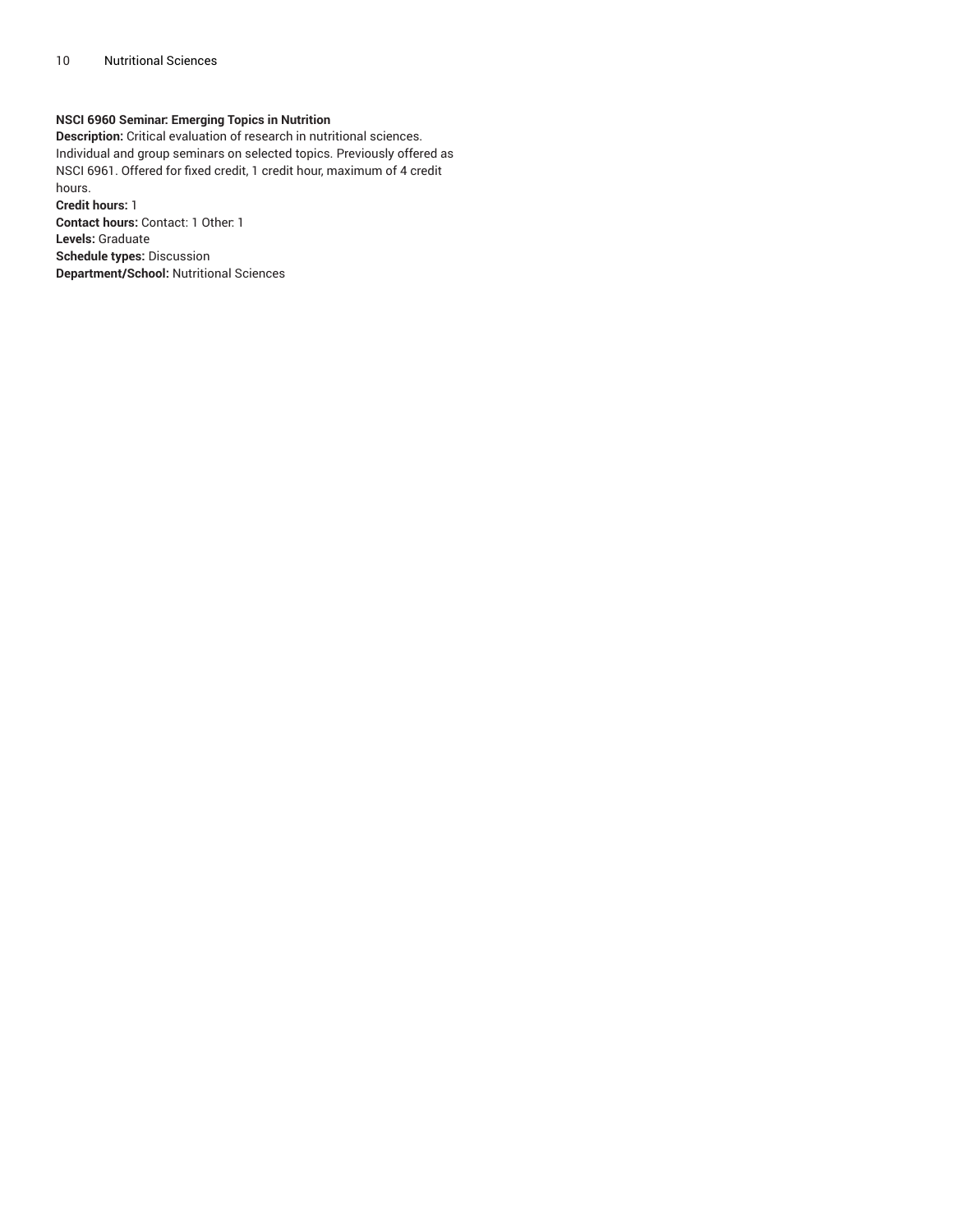**NSCI 6960 Seminar: Emerging Topics in Nutrition**
**Description:** Critical evaluation of research in nutritional sciences. Individual and group seminars on selected topics. Previously offered as NSCI 6961. Offered for fixed credit, 1 credit hour, maximum of 4 credit hours.
**Credit hours:** 1
**Contact hours:** Contact: 1 Other: 1
**Levels:** Graduate
**Schedule types:** Discussion
**Department/School:** Nutritional Sciences